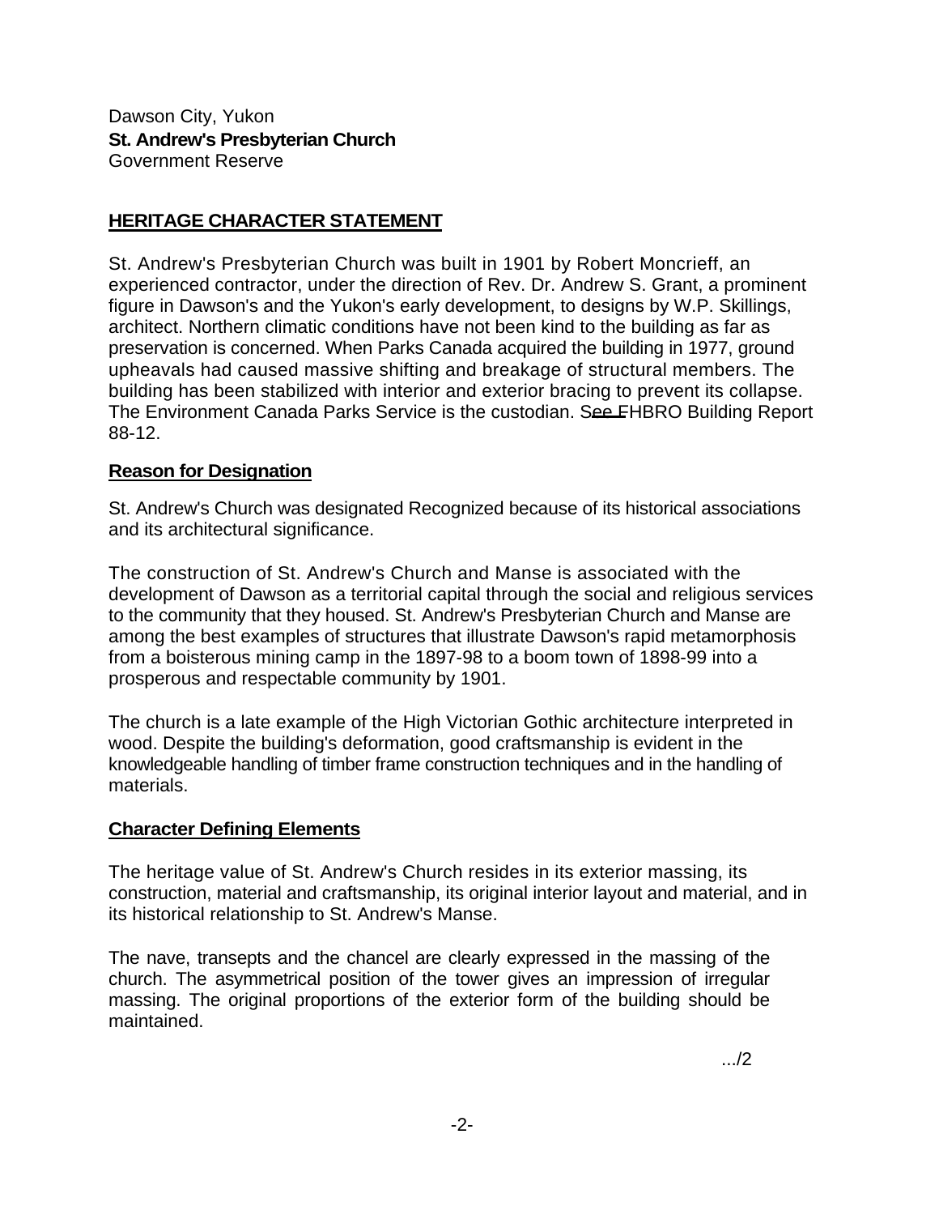Dawson City, Yukon
**St. Andrew's Presbyterian Church**
Government Reserve

## HERITAGE CHARACTER STATEMENT

St. Andrew's Presbyterian Church was built in 1901 by Robert Moncrieff, an experienced contractor, under the direction of Rev. Dr. Andrew S. Grant, a prominent figure in Dawson's and the Yukon's early development, to designs by W.P. Skillings, architect. Northern climatic conditions have not been kind to the building as far as preservation is concerned. When Parks Canada acquired the building in 1977, ground upheavals had caused massive shifting and breakage of structural members. The building has been stabilized with interior and exterior bracing to prevent its collapse. The Environment Canada Parks Service is the custodian. See FHBRO Building Report 88-12.

### Reason for Designation

St. Andrew's Church was designated Recognized because of its historical associations and its architectural significance.

The construction of St. Andrew's Church and Manse is associated with the development of Dawson as a territorial capital through the social and religious services to the community that they housed. St. Andrew's Presbyterian Church and Manse are among the best examples of structures that illustrate Dawson's rapid metamorphosis from a boisterous mining camp in the 1897-98 to a boom town of 1898-99 into a prosperous and respectable community by 1901.

The church is a late example of the High Victorian Gothic architecture interpreted in wood. Despite the building's deformation, good craftsmanship is evident in the knowledgeable handling of timber frame construction techniques and in the handling of materials.

### Character Defining Elements

The heritage value of St. Andrew's Church resides in its exterior massing, its construction, material and craftsmanship, its original interior layout and material, and in its historical relationship to St. Andrew's Manse.

The nave, transepts and the chancel are clearly expressed in the massing of the church. The asymmetrical position of the tower gives an impression of irregular massing. The original proportions of the exterior form of the building should be maintained.

.../2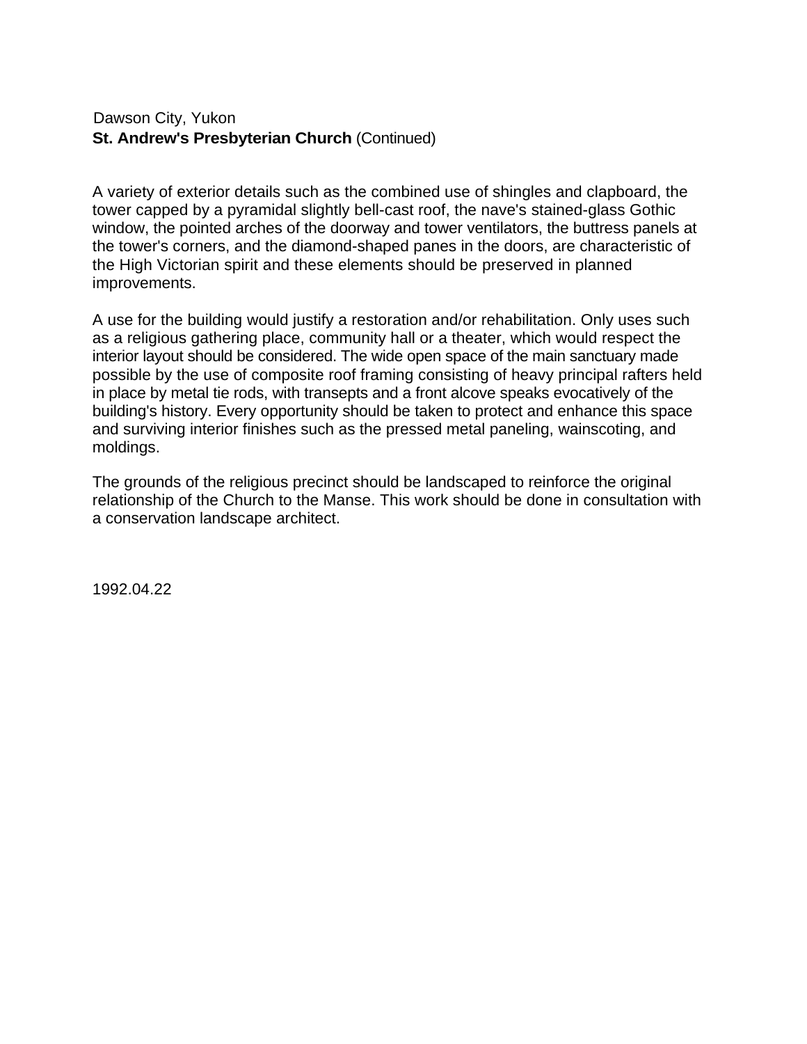Dawson City, Yukon

**St. Andrew's Presbyterian Church** (Continued)

A variety of exterior details such as the combined use of shingles and clapboard, the tower capped by a pyramidal slightly bell-cast roof, the nave's stained-glass Gothic window, the pointed arches of the doorway and tower ventilators, the buttress panels at the tower's corners, and the diamond-shaped panes in the doors, are characteristic of the High Victorian spirit and these elements should be preserved in planned improvements.

A use for the building would justify a restoration and/or rehabilitation. Only uses such as a religious gathering place, community hall or a theater, which would respect the interior layout should be considered. The wide open space of the main sanctuary made possible by the use of composite roof framing consisting of heavy principal rafters held in place by metal tie rods, with transepts and a front alcove speaks evocatively of the building's history. Every opportunity should be taken to protect and enhance this space and surviving interior finishes such as the pressed metal paneling, wainscoting, and moldings.

The grounds of the religious precinct should be landscaped to reinforce the original relationship of the Church to the Manse. This work should be done in consultation with a conservation landscape architect.

1992.04.22